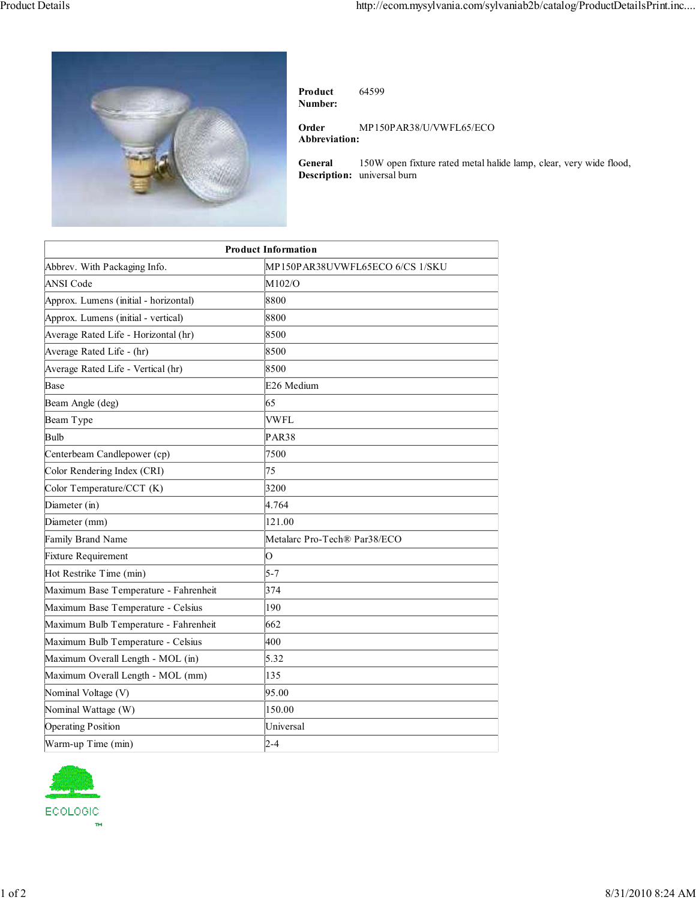**Product Number:** 64599

**Order Abbreviation:** MP150PAR38/U/VWFL65/ECO

**General Description:** 150W open fixture rated metal halide lamp, clear, very wide flood, universal burn

| Product Information | |
|---|---|
| Abbrev. With Packaging Info. | MP150PAR38UVWFL65ECO 6/CS 1/SKU |
| ANSI Code | M102/O |
| Approx. Lumens (initial - horizontal) | 8800 |
| Approx. Lumens (initial - vertical) | 8800 |
| Average Rated Life - Horizontal (hr) | 8500 |
| Average Rated Life - (hr) | 8500 |
| Average Rated Life - Vertical (hr) | 8500 |
| Base | E26 Medium |
| Beam Angle (deg) | 65 |
| Beam Type | VWFL |
| Bulb | PAR38 |
| Centerbeam Candlepower (cp) | 7500 |
| Color Rendering Index (CRI) | 75 |
| Color Temperature/CCT (K) | 3200 |
| Diameter (in) | 4.764 |
| Diameter (mm) | 121.00 |
| Family Brand Name | Metalarc Pro-Tech® Par38/ECO |
| Fixture Requirement | O |
| Hot Restrike Time (min) | 5-7 |
| Maximum Base Temperature - Fahrenheit | 374 |
| Maximum Base Temperature - Celsius | 190 |
| Maximum Bulb Temperature - Fahrenheit | 662 |
| Maximum Bulb Temperature - Celsius | 400 |
| Maximum Overall Length - MOL (in) | 5.32 |
| Maximum Overall Length - MOL (mm) | 135 |
| Nominal Voltage (V) | 95.00 |
| Nominal Wattage (W) | 150.00 |
| Operating Position | Universal |
| Warm-up Time (min) | 2-4 |

ECOLOGIC™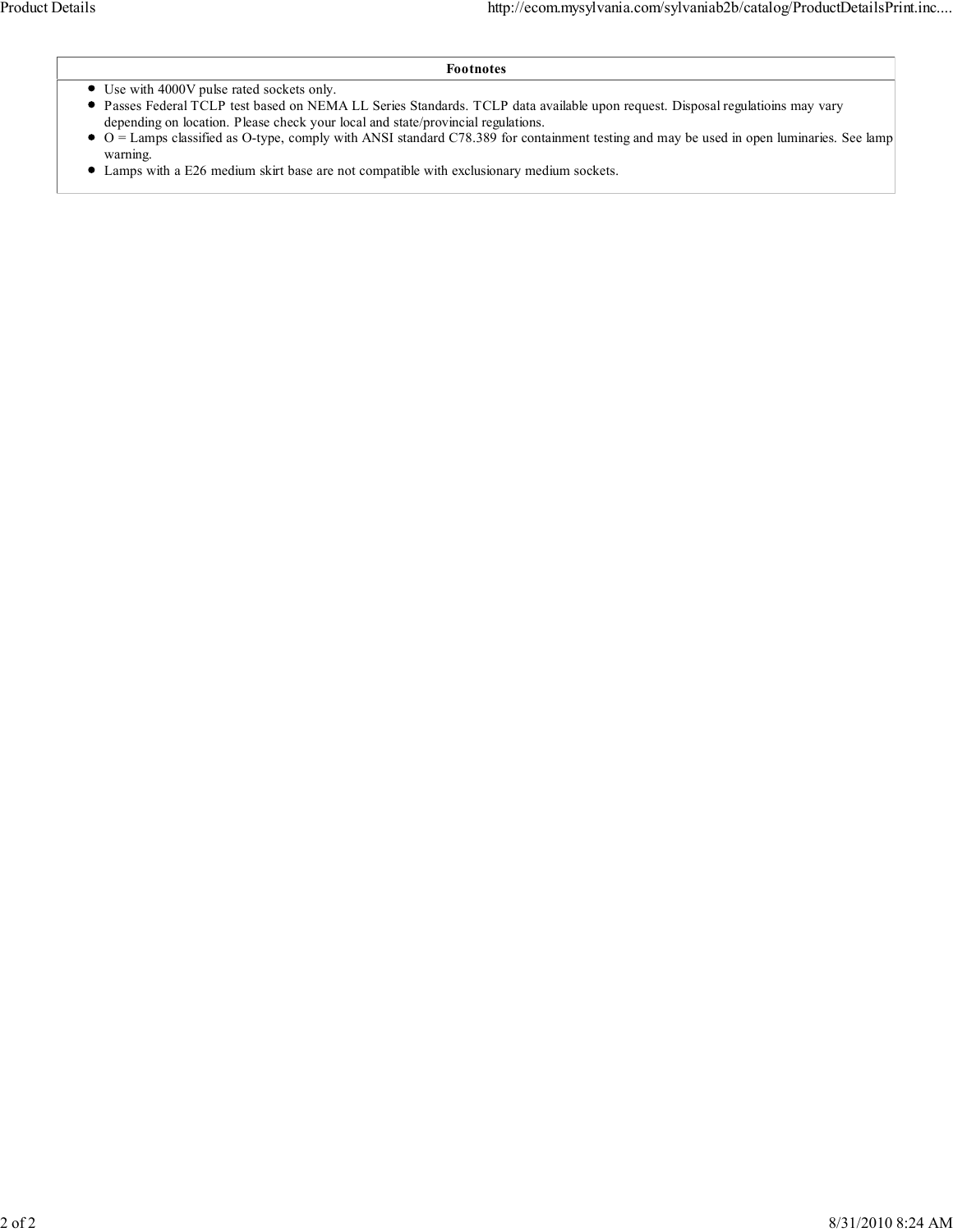## Footnotes

- Use with 4000V pulse rated sockets only.
- Passes Federal TCLP test based on NEMA LL Series Standards. TCLP data available upon request. Disposal regulatioins may vary depending on location. Please check your local and state/provincial regulations.
- O = Lamps classified as O-type, comply with ANSI standard C78.389 for containment testing and may be used in open luminaries. See lamp warning.
- Lamps with a E26 medium skirt base are not compatible with exclusionary medium sockets.